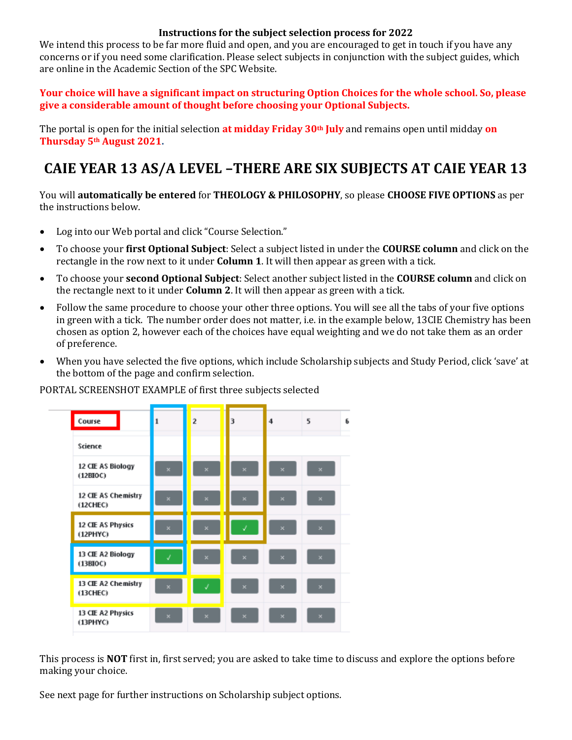**Instructions for the subject selection process for 2022**

We intend this process to be far more fluid and open, and you are encouraged to get in touch if you have any concerns or if you need some clarification. Please select subjects in conjunction with the subject guides, which are online in the Academic Section of the SPC Website.

**Your choice will have a significant impact on structuring Option Choices for the whole school. So, please give a considerable amount of thought before choosing your Optional Subjects.**

The portal is open for the initial selection **at midday Friday 30th July** and remains open until midday **on Thursday 5th August 2021**.

# CAIE YEAR 13 AS/A LEVEL –THERE ARE SIX SUBJECTS AT CAIE YEAR 13

You will **automatically be entered** for **THEOLOGY & PHILOSOPHY**, so please **CHOOSE FIVE OPTIONS** as per the instructions below.

- Log into our Web portal and click "Course Selection."
- To choose your **first Optional Subject**: Select a subject listed in under the **COURSE column** and click on the rectangle in the row next to it under **Column 1**. It will then appear as green with a tick.
- To choose your **second Optional Subject**: Select another subject listed in the **COURSE column** and click on the rectangle next to it under **Column 2**. It will then appear as green with a tick.
- Follow the same procedure to choose your other three options. You will see all the tabs of your five options in green with a tick. The number order does not matter, i.e. in the example below, 13CIE Chemistry has been chosen as option 2, however each of the choices have equal weighting and we do not take them as an order of preference.
- When you have selected the five options, which include Scholarship subjects and Study Period, click 'save' at the bottom of the page and confirm selection.

PORTAL SCREENSHOT EXAMPLE of first three subjects selected

| Course | 1 | 2 | 3 | 4 | 5 | 6 |
|---|---|---|---|---|---|---|
| Science | | | | | | |
| 12 CIE AS Biology (12BIOC) | × | × | × | × | × | |
| 12 CIE AS Chemistry (12CHEC) | × | × | × | × | × | |
| 12 CIE AS Physics (12PHYC) | × | × | ✓ | × | × | |
| 13 CIE A2 Biology (13BIOC) | ✓ | × | × | × | × | |
| 13 CIE A2 Chemistry (13CHEC) | × | ✓ | × | × | × | |
| 13 CIE A2 Physics (13PHYC) | × | × | × | × | × | |

This process is **NOT** first in, first served; you are asked to take time to discuss and explore the options before making your choice.

See next page for further instructions on Scholarship subject options.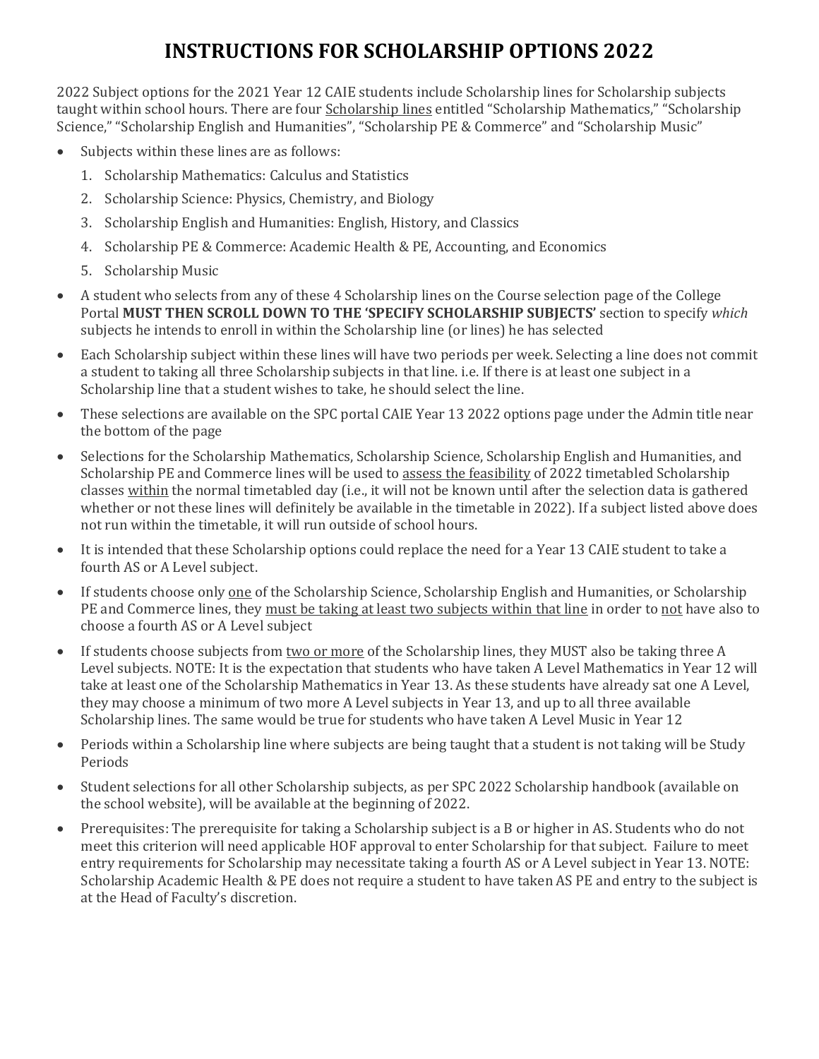# INSTRUCTIONS FOR SCHOLARSHIP OPTIONS 2022

2022 Subject options for the 2021 Year 12 CAIE students include Scholarship lines for Scholarship subjects taught within school hours. There are four Scholarship lines entitled "Scholarship Mathematics," "Scholarship Science," "Scholarship English and Humanities", "Scholarship PE & Commerce" and "Scholarship Music"

- Subjects within these lines are as follows:
  1. Scholarship Mathematics: Calculus and Statistics
  2. Scholarship Science: Physics, Chemistry, and Biology
  3. Scholarship English and Humanities: English, History, and Classics
  4. Scholarship PE & Commerce: Academic Health & PE, Accounting, and Economics
  5. Scholarship Music
- A student who selects from any of these 4 Scholarship lines on the Course selection page of the College Portal **MUST THEN SCROLL DOWN TO THE 'SPECIFY SCHOLARSHIP SUBJECTS'** section to specify *which* subjects he intends to enroll in within the Scholarship line (or lines) he has selected
- Each Scholarship subject within these lines will have two periods per week. Selecting a line does not commit a student to taking all three Scholarship subjects in that line. i.e. If there is at least one subject in a Scholarship line that a student wishes to take, he should select the line.
- These selections are available on the SPC portal CAIE Year 13 2022 options page under the Admin title near the bottom of the page
- Selections for the Scholarship Mathematics, Scholarship Science, Scholarship English and Humanities, and Scholarship PE and Commerce lines will be used to assess the feasibility of 2022 timetabled Scholarship classes within the normal timetabled day (i.e., it will not be known until after the selection data is gathered whether or not these lines will definitely be available in the timetable in 2022). If a subject listed above does not run within the timetable, it will run outside of school hours.
- It is intended that these Scholarship options could replace the need for a Year 13 CAIE student to take a fourth AS or A Level subject.
- If students choose only one of the Scholarship Science, Scholarship English and Humanities, or Scholarship PE and Commerce lines, they must be taking at least two subjects within that line in order to not have also to choose a fourth AS or A Level subject
- If students choose subjects from two or more of the Scholarship lines, they MUST also be taking three A Level subjects. NOTE: It is the expectation that students who have taken A Level Mathematics in Year 12 will take at least one of the Scholarship Mathematics in Year 13. As these students have already sat one A Level, they may choose a minimum of two more A Level subjects in Year 13, and up to all three available Scholarship lines. The same would be true for students who have taken A Level Music in Year 12
- Periods within a Scholarship line where subjects are being taught that a student is not taking will be Study Periods
- Student selections for all other Scholarship subjects, as per SPC 2022 Scholarship handbook (available on the school website), will be available at the beginning of 2022.
- Prerequisites: The prerequisite for taking a Scholarship subject is a B or higher in AS. Students who do not meet this criterion will need applicable HOF approval to enter Scholarship for that subject. Failure to meet entry requirements for Scholarship may necessitate taking a fourth AS or A Level subject in Year 13. NOTE: Scholarship Academic Health & PE does not require a student to have taken AS PE and entry to the subject is at the Head of Faculty's discretion.